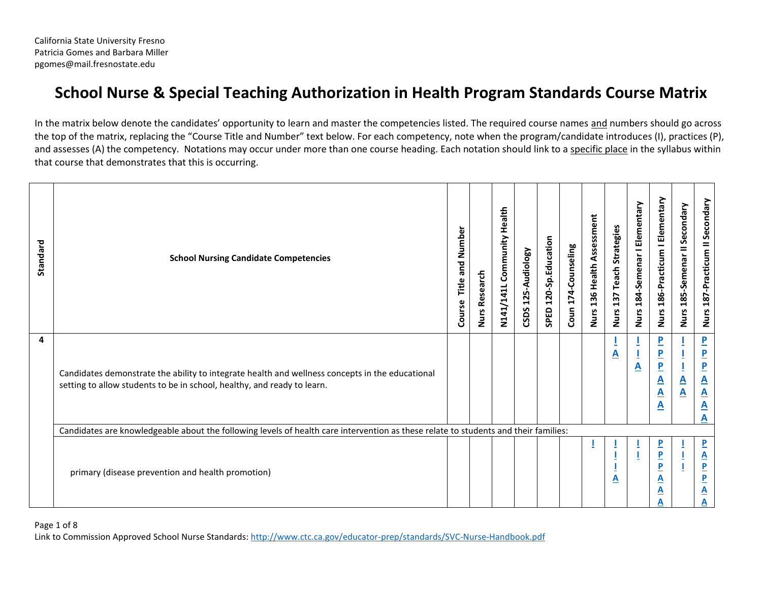California State University Fresno
Patricia Gomes and Barbara Miller
pgomes@mail.fresnostate.edu

# School Nurse & Special Teaching Authorization in Health Program Standards Course Matrix

In the matrix below denote the candidates' opportunity to learn and master the competencies listed. The required course names and numbers should go across the top of the matrix, replacing the "Course Title and Number" text below. For each competency, note when the program/candidate introduces (I), practices (P), and assesses (A) the competency. Notations may occur under more than one course heading. Each notation should link to a specific place in the syllabus within that course that demonstrates that this is occurring.

| Standard | School Nursing Candidate Competencies | Course Title and Number | Nurs Research | N141/141L Community Health | CSDS 125-Audiology | SPED 120-Sp.Education | Coun 174-Counseling | Nurs 136 Health Assessment | Nurs 137 Teach Strategies | Nurs 184-Semenar I Elementary | Nurs 186-Practicum I Elementary | Nurs 185-Semenar II Secondary | Nurs 187-Practicum II Secondary |
|---|---|---|---|---|---|---|---|---|---|---|---|---|---|
| 4 | Candidates demonstrate the ability to integrate health and wellness concepts in the educational setting to allow students to be in school, healthy, and ready to learn. | | | | | | | | I A | I I A | P P P A A A | I I I A A | P P P A A A A |
| | Candidates are knowledgeable about the following levels of health care intervention as these relate to students and their families: | | | | | | | | | | | | |
| | primary (disease prevention and health promotion) | | | | | | | I | I I I A | I I | P P P A A A | I I I | P A P P A A |

Link to Commission Approved School Nurse Standards: http://www.ctc.ca.gov/educator-prep/standards/SVC-Nurse-Handbook.pdf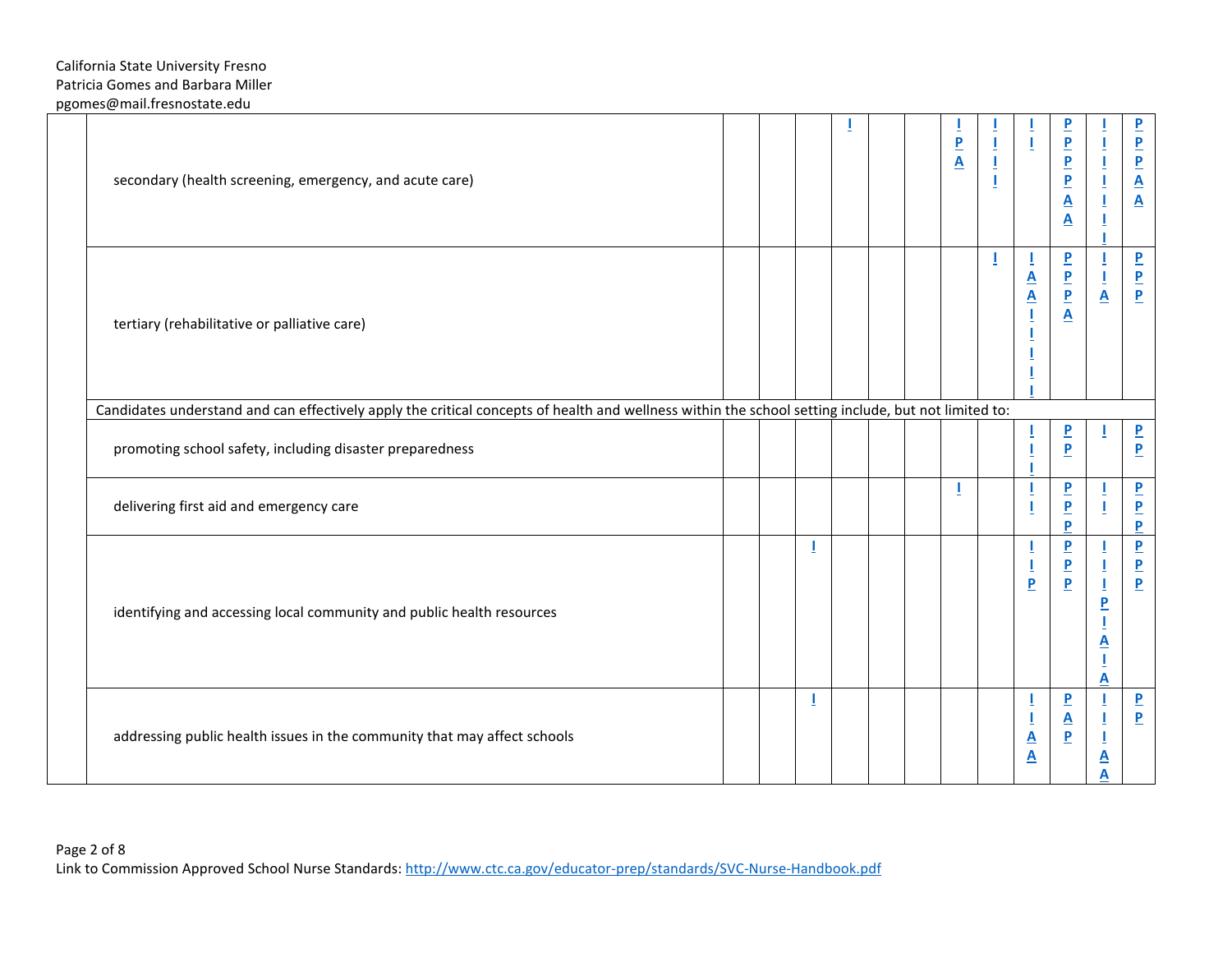| | | | | | | | | | | | | | |
|---|---|---|---|---|---|---|---|---|---|---|---|---|---|
| | secondary (health screening, emergency, and acute care) | | | | I | | | I P A | I I I I | I I | P P P P A A | I I I I I I I | P P P A A |
| | tertiary (rehabilitative or palliative care) | | | | | | | | I | I A A I I I I | P P P A | I I A | P P P |
| | Candidates understand and can effectively apply the critical concepts of health and wellness within the school setting include, but not limited to: | | | | | | | | | | | | |
| | promoting school safety, including disaster preparedness | | | | | | | | | I I I | P P | I | P P |
| | delivering first aid and emergency care | | | | | | | I | | I I | P P P | I I | P P P |
| | identifying and accessing local community and public health resources | | | I | | | | | | I I P | P P P | I I I P I A I A | P P P |
| | addressing public health issues in the community that may affect schools | | | I | | | | | | I I A A | P A P | I I I A A | P P |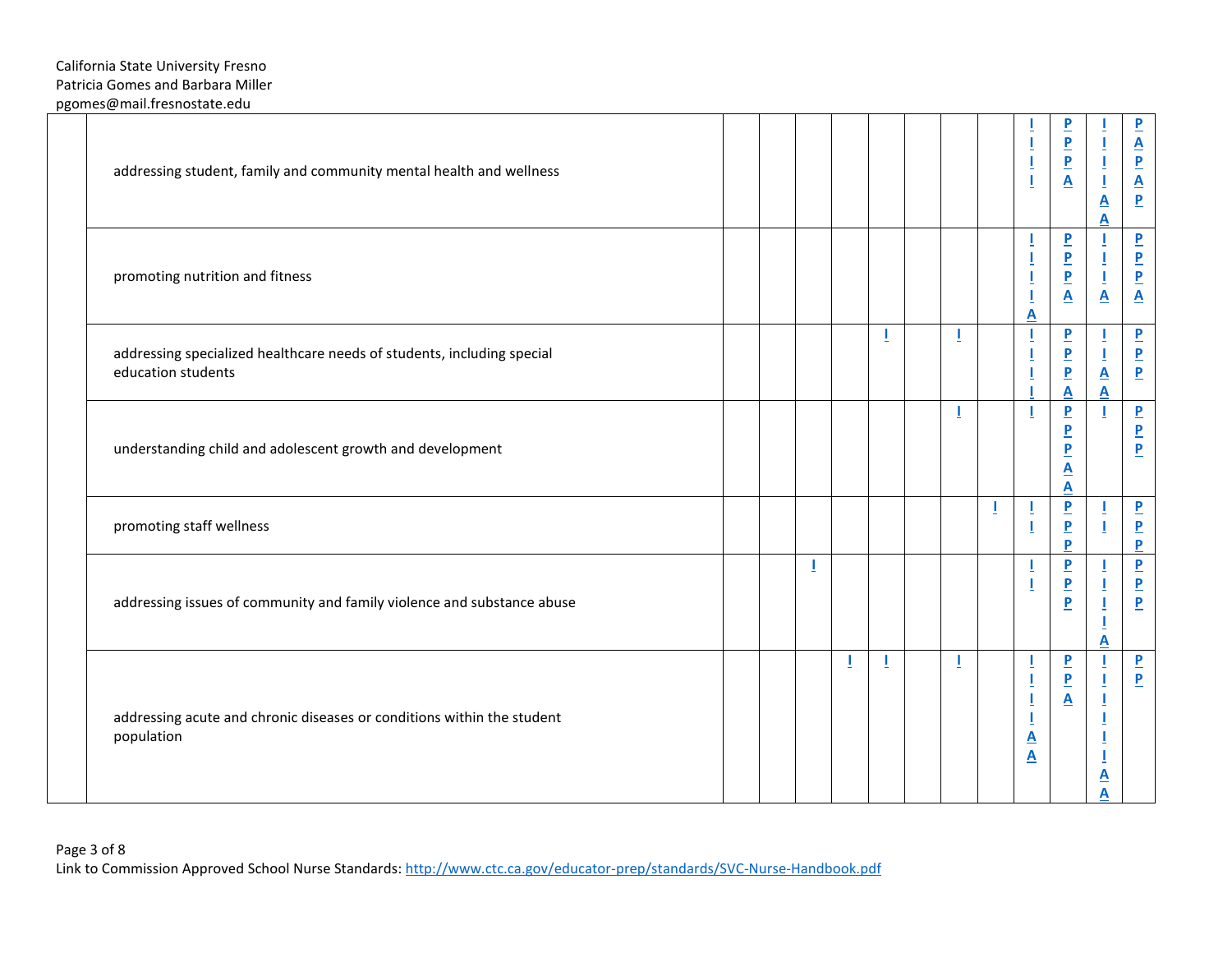| | | | | | | | | | | | | | |
|---|---|---|---|---|---|---|---|---|---|---|---|---|---|
| | addressing student, family and community mental health and wellness | | | | | | | | | I I I I | P P P A | I I I I A A | P A P A P |
| | promoting nutrition and fitness | | | | | | | | | I I I I I A | P P P A | I I I A | P P P A |
| | addressing specialized healthcare needs of students, including special education students | | | | | I | | I | | I I I I | P P P A | I I A A | P P P |
| | understanding child and adolescent growth and development | | | | | | | I | | I | P P P A A | I | P P P |
| | promoting staff wellness | | | | | | | | I | I I | P P P | I I | P P P |
| | addressing issues of community and family violence and substance abuse | | | I | | | | | | I I | P P P | I I I I A | P P P |
| | addressing acute and chronic diseases or conditions within the student population | | | | I | I | | I | | I I I I A A | P P A | I I I I I I A A | P P |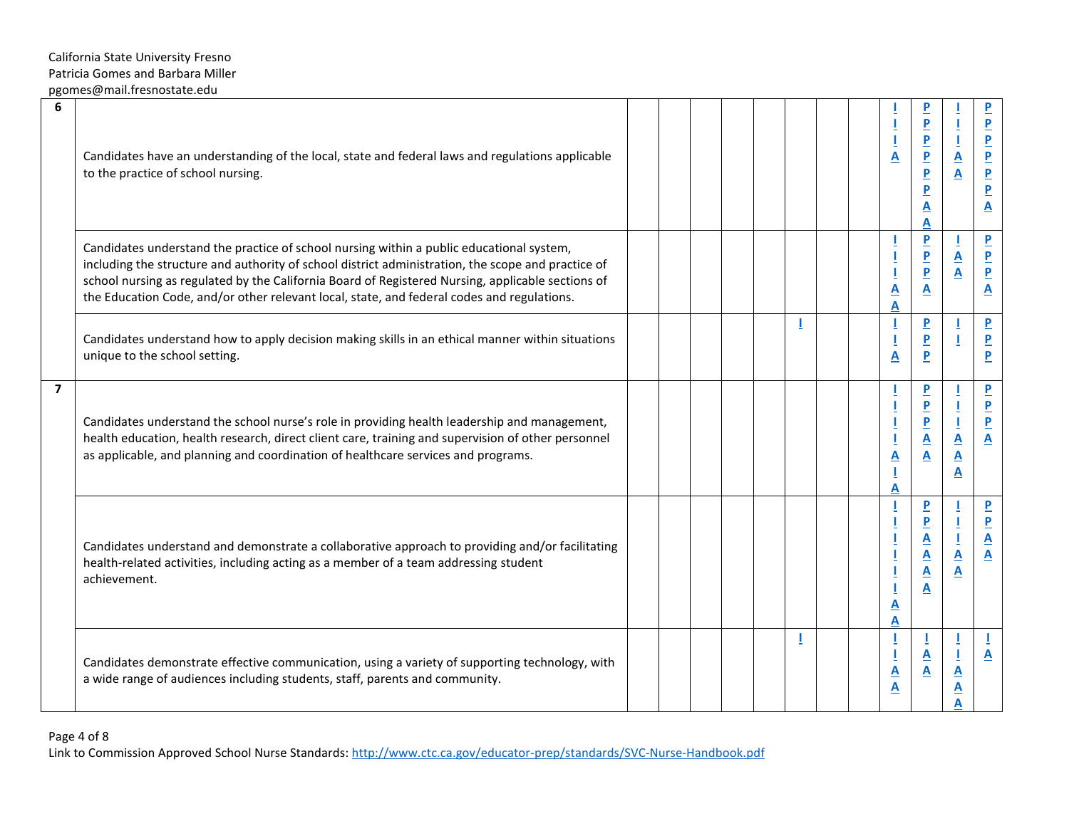| | | | | | | | | | | | | | |
|---|---|---|---|---|---|---|---|---|---|---|---|---|---|
| 6 | Candidates have an understanding of the local, state and federal laws and regulations applicable to the practice of school nursing. | | | | | | | | | I I I A | P P P P P P A A | I I I A A | P P P P P P A |
| | Candidates understand the practice of school nursing within a public educational system, including the structure and authority of school district administration, the scope and practice of school nursing as regulated by the California Board of Registered Nursing, applicable sections of the Education Code, and/or other relevant local, state, and federal codes and regulations. | | | | | | | | | I I I A A | P P P A | I A A | P P P A |
| | Candidates understand how to apply decision making skills in an ethical manner within situations unique to the school setting. | | | | | | I | | | I I A | P P P | I I | P P P |
| 7 | Candidates understand the school nurse's role in providing health leadership and management, health education, health research, direct client care, training and supervision of other personnel as applicable, and planning and coordination of healthcare services and programs. | | | | | | | | | I I I I A I A | P P P A A | I I I A A A | P P P A |
| | Candidates understand and demonstrate a collaborative approach to providing and/or facilitating health-related activities, including acting as a member of a team addressing student achievement. | | | | | | | | | I I I I I I A A | P P A A A A | I I I A A | P P A A |
| | Candidates demonstrate effective communication, using a variety of supporting technology, with a wide range of audiences including students, staff, parents and community. | | | | | | I | | | I I A A | I A A | I I A A A | I A |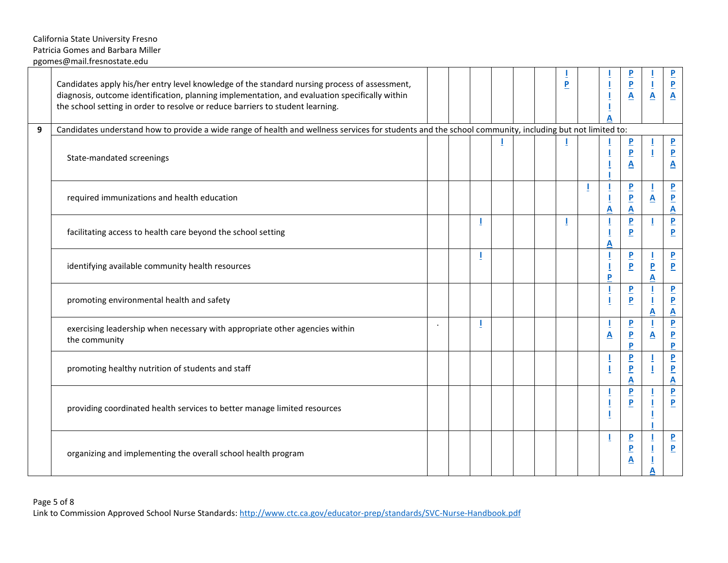| | | | | | | | | | | | | | |
|---|---|---|---|---|---|---|---|---|---|---|---|---|---|
| | Candidates apply his/her entry level knowledge of the standard nursing process of assessment, diagnosis, outcome identification, planning implementation, and evaluation specifically within the school setting in order to resolve or reduce barriers to student learning. | | | | | | | I P | | I I I I A | P P A | I I A | P P A |
| 9 | Candidates understand how to provide a wide range of health and wellness services for students and the school community, including but not limited to: | | | | | | | | | | | | |
| | State-mandated screenings | | | | I | | | I | | I I I I | P P A | I I | P P A |
| | required immunizations and health education | | | | | | | | I | I I A | P P A | I A | P P A |
| | facilitating access to health care beyond the school setting | | | I | | | | I | | I I A | P P | I | P P |
| | identifying available community health resources | | | I | | | | | | I I P | P P | I P A | P P |
| | promoting environmental health and safety | | | | | | | | | I I | P P | I I A | P P A |
| | exercising leadership when necessary with appropriate other agencies within the community | . | | I | | | | | | I A | P P P | I A | P P P |
| | promoting healthy nutrition of students and staff | | | | | | | | | I I | P P A | I I | P P A |
| | providing coordinated health services to better manage limited resources | | | | | | | | | I I I | P P | I I I I | P P |
| | organizing and implementing the overall school health program | | | | | | | | | I | P P A | I I I A | P P |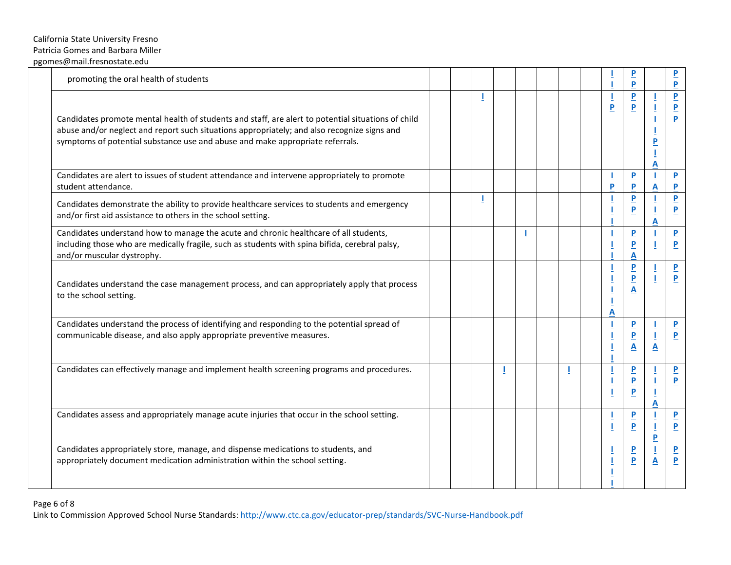| | | | | | | | | | | | | | |
|---|---|---|---|---|---|---|---|---|---|---|---|---|---|
| | promoting the oral health of students | | | | | | | | | I I | P P | | P P |
| | Candidates promote mental health of students and staff, are alert to potential situations of child abuse and/or neglect and report such situations appropriately; and also recognize signs and symptoms of potential substance use and abuse and make appropriate referrals. | | | I | | | | | | I P | P P | I I I I P I A | P P P |
| | Candidates are alert to issues of student attendance and intervene appropriately to promote student attendance. | | | | | | | | | I P | P P | I A | P P |
| | Candidates demonstrate the ability to provide healthcare services to students and emergency and/or first aid assistance to others in the school setting. | | | I | | | | | | I I I | P P | I I A | P P |
| | Candidates understand how to manage the acute and chronic healthcare of all students, including those who are medically fragile, such as students with spina bifida, cerebral palsy, and/or muscular dystrophy. | | | | | I | | | | I I I | P P A | I I | P P |
| | Candidates understand the case management process, and can appropriately apply that process to the school setting. | | | | | | | | | I I I I A | P P P A | I I | P P |
| | Candidates understand the process of identifying and responding to the potential spread of communicable disease, and also apply appropriate preventive measures. | | | | | | | | | I I I I | P P A | I I A | P P |
| | Candidates can effectively manage and implement health screening programs and procedures. | | | | I | | | I | | I I I | P P P | I I I A | P P |
| | Candidates assess and appropriately manage acute injuries that occur in the school setting. | | | | | | | | | I I | P P | I I P | P P |
| | Candidates appropriately store, manage, and dispense medications to students, and appropriately document medication administration within the school setting. | | | | | | | | | I I I I | P P | I A | P P |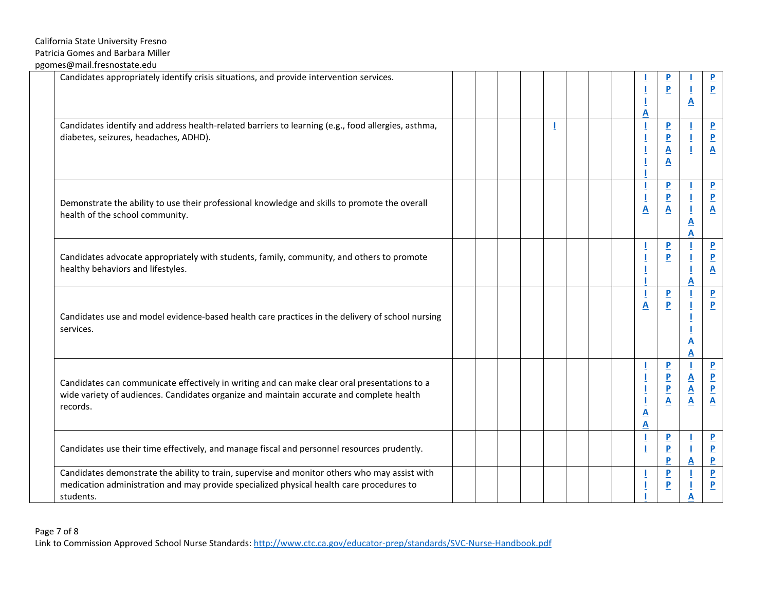| | | | | | | | | | | | | | |
|---|---|---|---|---|---|---|---|---|---|---|---|---|---|
| | Candidates appropriately identify crisis situations, and provide intervention services. | | | | | | | | | I<br>I<br>I<br>A | P<br>P | I<br>I<br>A | P<br>P |
| | Candidates identify and address health-related barriers to learning (e.g., food allergies, asthma, diabetes, seizures, headaches, ADHD). | | | | | I | | | | I<br>I<br>I<br>I<br>I | P<br>P<br>A<br>A | I<br>I<br>I | P<br>P<br>A |
| | Demonstrate the ability to use their professional knowledge and skills to promote the overall health of the school community. | | | | | | | | | I<br>I<br>A | P<br>P<br>A | I<br>I<br>I<br>A<br>A | P<br>P<br>A |
| | Candidates advocate appropriately with students, family, community, and others to promote healthy behaviors and lifestyles. | | | | | | | | | I<br>I<br>I<br>I | P<br>P | I<br>I<br>I<br>A | P<br>P<br>A |
| | Candidates use and model evidence-based health care practices in the delivery of school nursing services. | | | | | | | | | I<br>A | P<br>P | I<br>I<br>I<br>I<br>A<br>A | P<br>P |
| | Candidates can communicate effectively in writing and can make clear oral presentations to a wide variety of audiences. Candidates organize and maintain accurate and complete health records. | | | | | | | | | I<br>I<br>I<br>I<br>A<br>A | P<br>P<br>P<br>A | I<br>A<br>A<br>A | P<br>P<br>P<br>A |
| | Candidates use their time effectively, and manage fiscal and personnel resources prudently. | | | | | | | | | I<br>I | P<br>P<br>P | I<br>I<br>A | P<br>P<br>P |
| | Candidates demonstrate the ability to train, supervise and monitor others who may assist with medication administration and may provide specialized physical health care procedures to students. | | | | | | | | | I<br>I<br>I | P<br>P | I<br>I<br>A | P<br>P |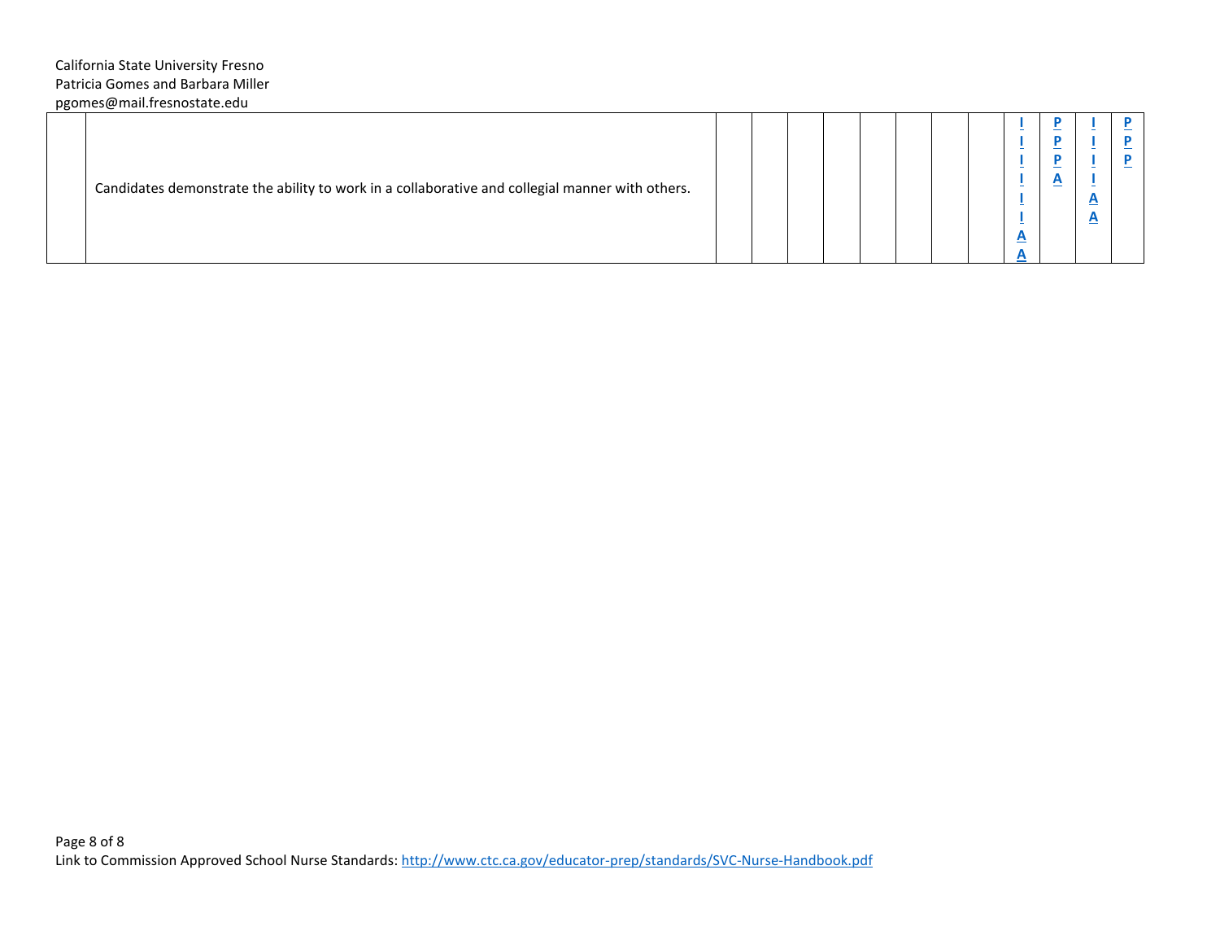| | | | | | | | | | | | | |
|---|---|---|---|---|---|---|---|---|---|---|---|---|
| | Candidates demonstrate the ability to work in a collaborative and collegial manner with others. | | | | | | | | I I I I I I A A | P P P A | I I I I A A | P P P |

Link to Commission Approved School Nurse Standards: http://www.ctc.ca.gov/educator-prep/standards/SVC-Nurse-Handbook.pdf